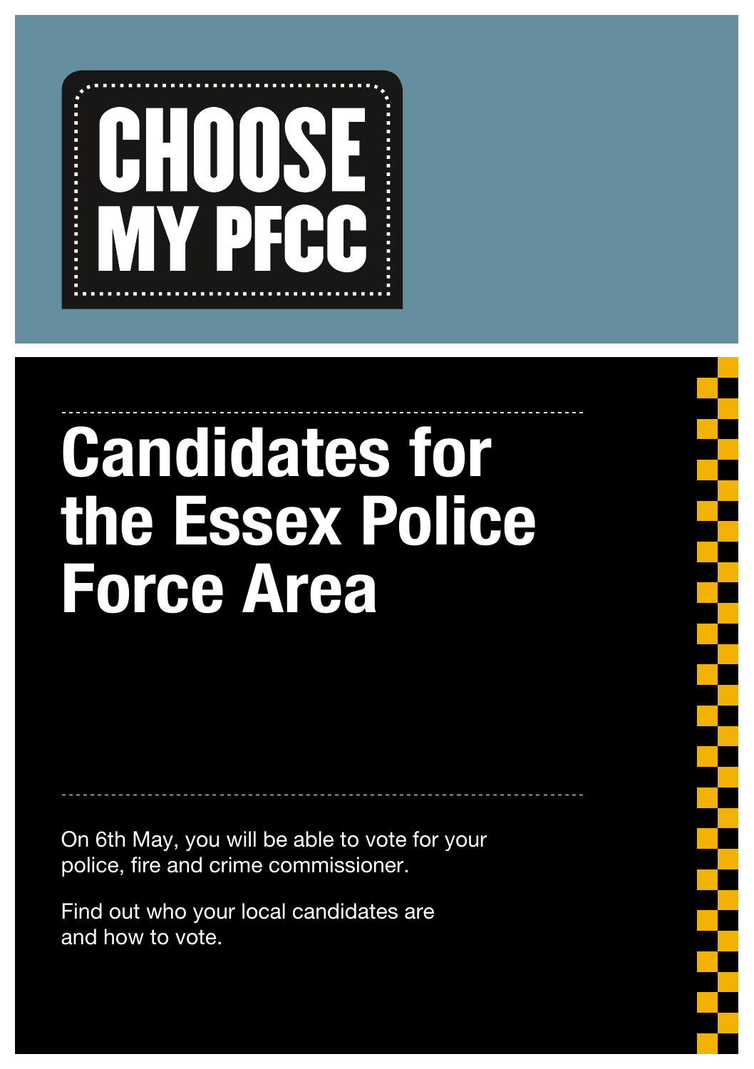**CHOOSE MY PFCC**

# Candidates for the Essex Police Force Area

On 6th May, you will be able to vote for your police, fire and crime commissioner.

Find out who your local candidates are and how to vote.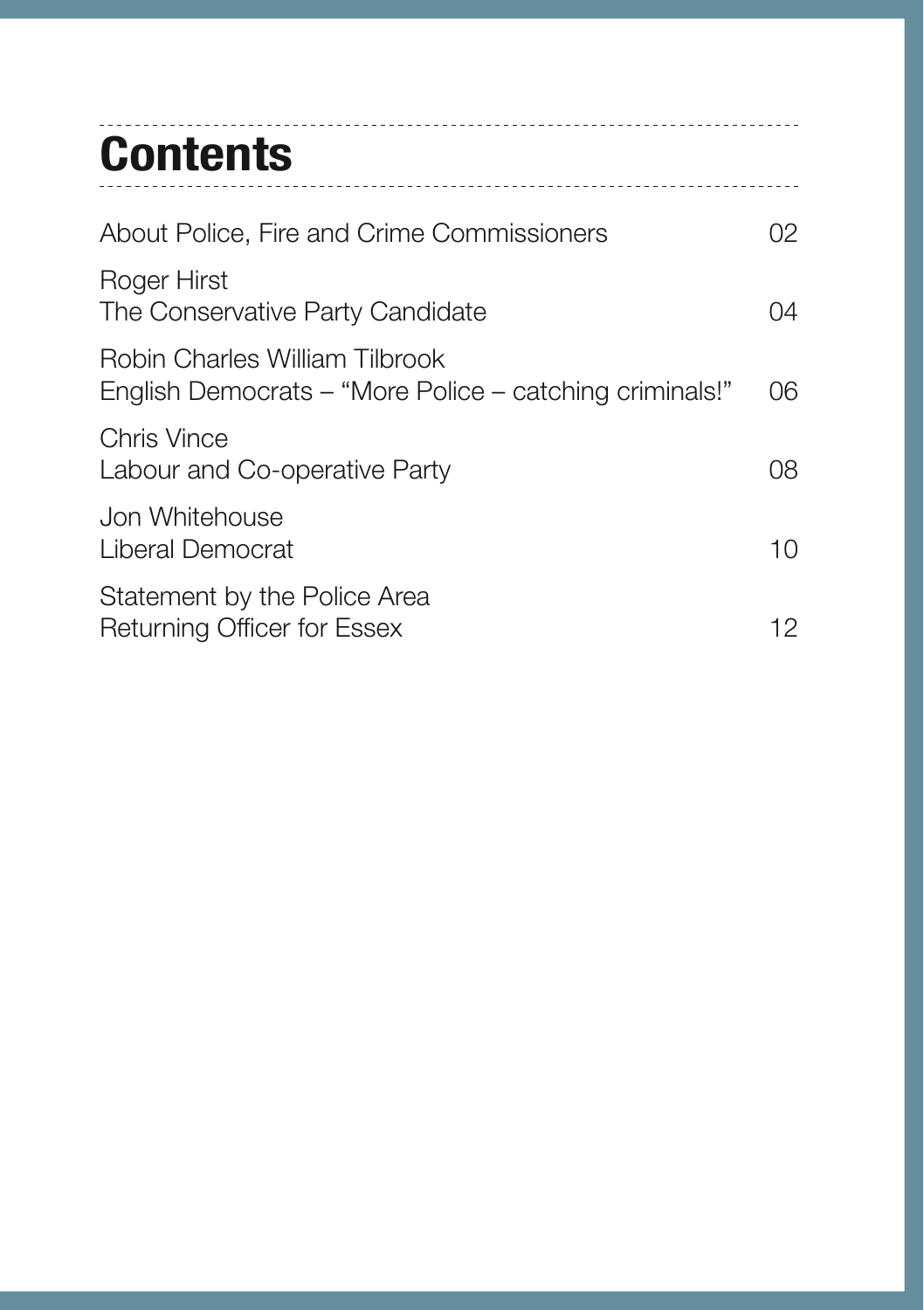# Contents

| | |
|---|---|
| About Police, Fire and Crime Commissioners | 02 |
| Roger Hirst<br>The Conservative Party Candidate | 04 |
| Robin Charles William Tilbrook<br>English Democrats – "More Police – catching criminals!" | 06 |
| Chris Vince<br>Labour and Co-operative Party | 08 |
| Jon Whitehouse<br>Liberal Democrat | 10 |
| Statement by the Police Area<br>Returning Officer for Essex | 12 |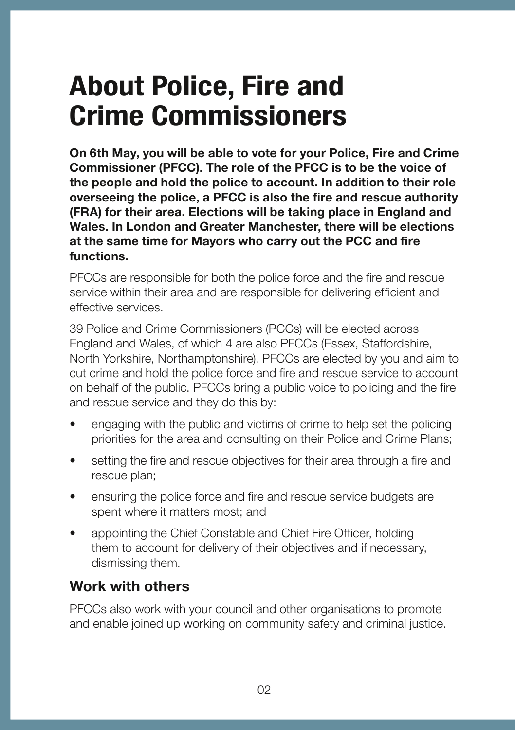# About Police, Fire and Crime Commissioners

**On 6th May, you will be able to vote for your Police, Fire and Crime Commissioner (PFCC). The role of the PFCC is to be the voice of the people and hold the police to account. In addition to their role overseeing the police, a PFCC is also the fire and rescue authority (FRA) for their area. Elections will be taking place in England and Wales. In London and Greater Manchester, there will be elections at the same time for Mayors who carry out the PCC and fire functions.**

PFCCs are responsible for both the police force and the fire and rescue service within their area and are responsible for delivering efficient and effective services.

39 Police and Crime Commissioners (PCCs) will be elected across England and Wales, of which 4 are also PFCCs (Essex, Staffordshire, North Yorkshire, Northamptonshire). PFCCs are elected by you and aim to cut crime and hold the police force and fire and rescue service to account on behalf of the public. PFCCs bring a public voice to policing and the fire and rescue service and they do this by:

- engaging with the public and victims of crime to help set the policing priorities for the area and consulting on their Police and Crime Plans;
- setting the fire and rescue objectives for their area through a fire and rescue plan;
- ensuring the police force and fire and rescue service budgets are spent where it matters most; and
- appointing the Chief Constable and Chief Fire Officer, holding them to account for delivery of their objectives and if necessary, dismissing them.

## Work with others

PFCCs also work with your council and other organisations to promote and enable joined up working on community safety and criminal justice.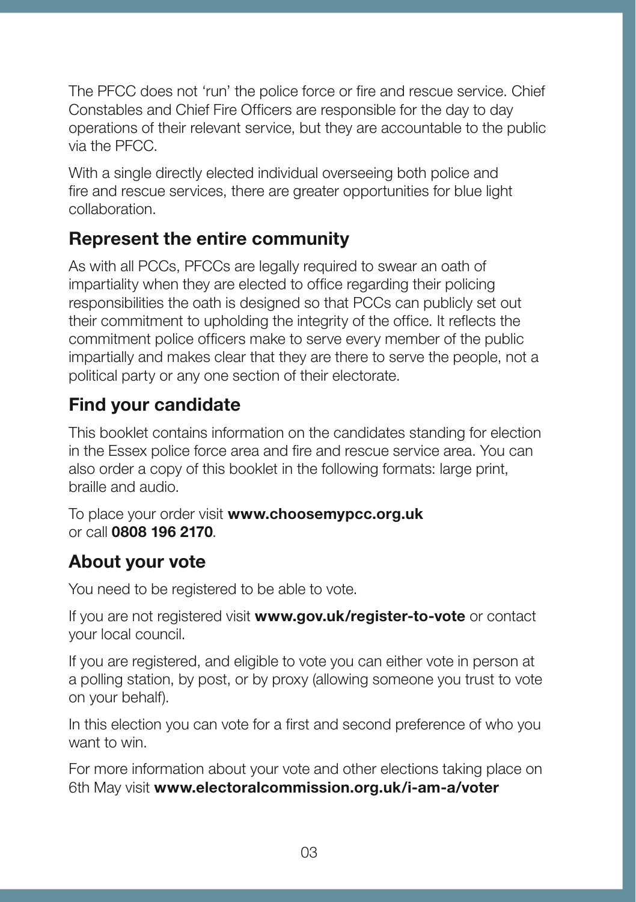The PFCC does not 'run' the police force or fire and rescue service. Chief Constables and Chief Fire Officers are responsible for the day to day operations of their relevant service, but they are accountable to the public via the PFCC.

With a single directly elected individual overseeing both police and fire and rescue services, there are greater opportunities for blue light collaboration.

## Represent the entire community

As with all PCCs, PFCCs are legally required to swear an oath of impartiality when they are elected to office regarding their policing responsibilities the oath is designed so that PCCs can publicly set out their commitment to upholding the integrity of the office. It reflects the commitment police officers make to serve every member of the public impartially and makes clear that they are there to serve the people, not a political party or any one section of their electorate.

## Find your candidate

This booklet contains information on the candidates standing for election in the Essex police force area and fire and rescue service area. You can also order a copy of this booklet in the following formats: large print, braille and audio.

To place your order visit **www.choosemypcc.org.uk** or call **0808 196 2170**.

## About your vote

You need to be registered to be able to vote.

If you are not registered visit **www.gov.uk/register-to-vote** or contact your local council.

If you are registered, and eligible to vote you can either vote in person at a polling station, by post, or by proxy (allowing someone you trust to vote on your behalf).

In this election you can vote for a first and second preference of who you want to win.

For more information about your vote and other elections taking place on 6th May visit **www.electoralcommission.org.uk/i-am-a/voter**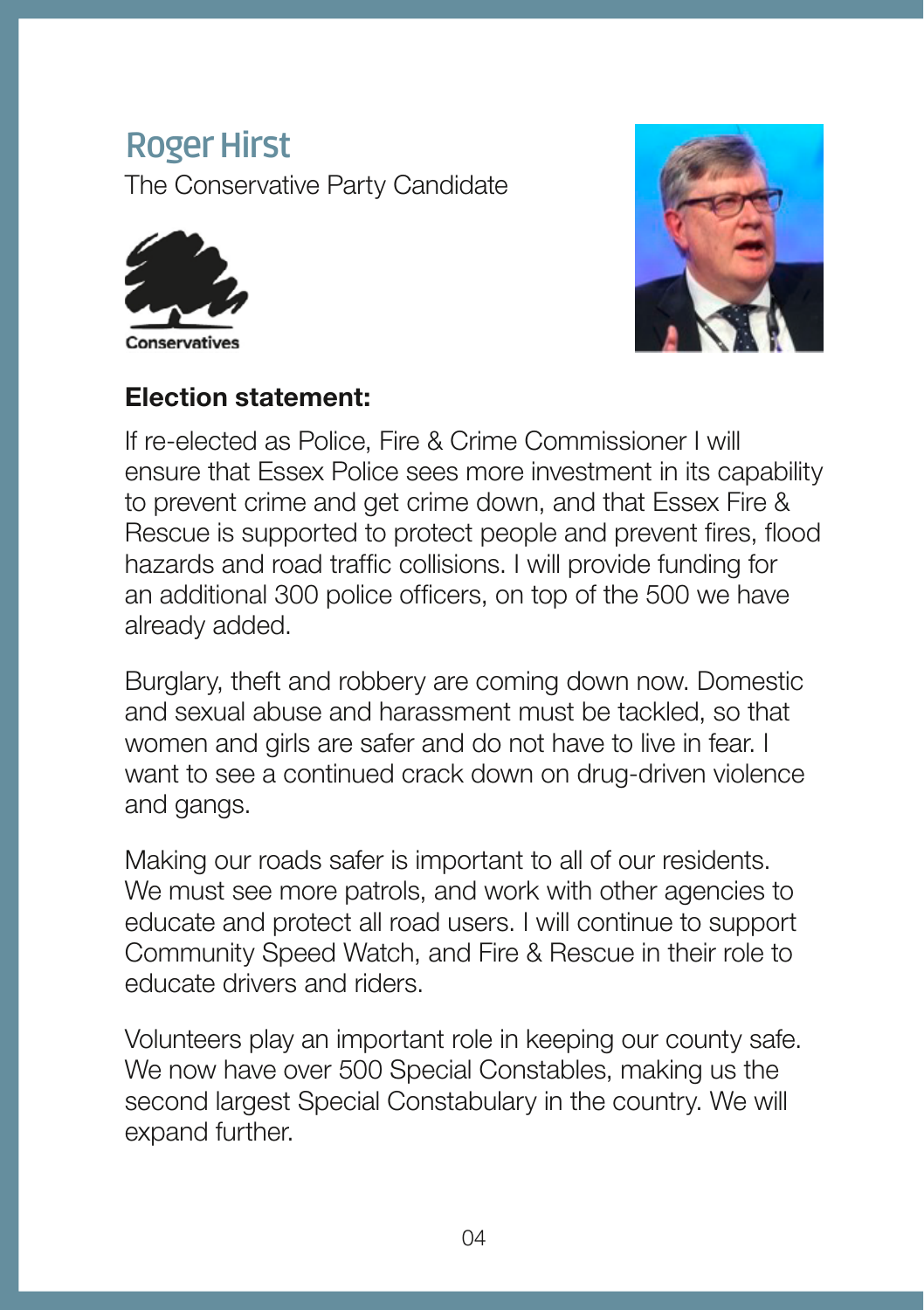## Roger Hirst

The Conservative Party Candidate

Conservatives

**Election statement:**

If re-elected as Police, Fire & Crime Commissioner I will ensure that Essex Police sees more investment in its capability to prevent crime and get crime down, and that Essex Fire & Rescue is supported to protect people and prevent fires, flood hazards and road traffic collisions. I will provide funding for an additional 300 police officers, on top of the 500 we have already added.

Burglary, theft and robbery are coming down now. Domestic and sexual abuse and harassment must be tackled, so that women and girls are safer and do not have to live in fear. I want to see a continued crack down on drug-driven violence and gangs.

Making our roads safer is important to all of our residents. We must see more patrols, and work with other agencies to educate and protect all road users. I will continue to support Community Speed Watch, and Fire & Rescue in their role to educate drivers and riders.

Volunteers play an important role in keeping our county safe. We now have over 500 Special Constables, making us the second largest Special Constabulary in the country. We will expand further.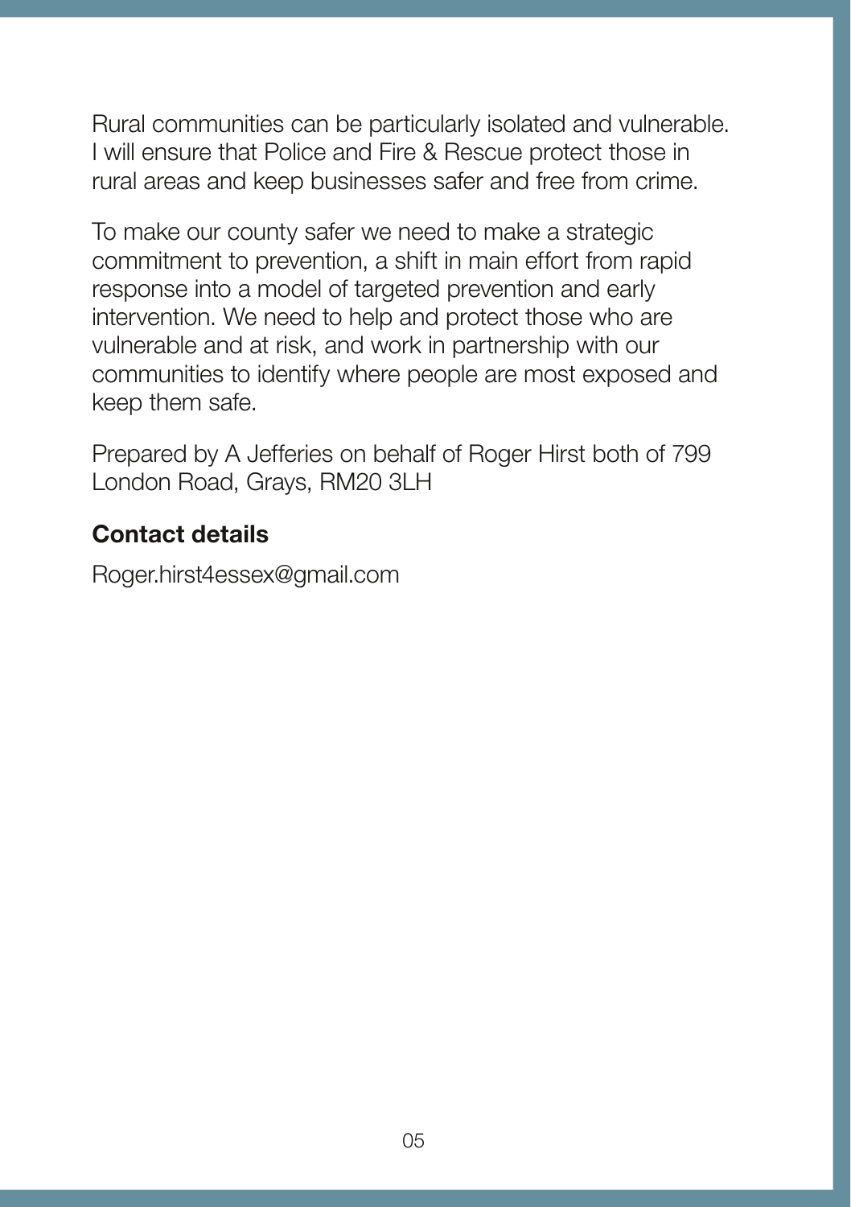Rural communities can be particularly isolated and vulnerable. I will ensure that Police and Fire & Rescue protect those in rural areas and keep businesses safer and free from crime.

To make our county safer we need to make a strategic commitment to prevention, a shift in main effort from rapid response into a model of targeted prevention and early intervention. We need to help and protect those who are vulnerable and at risk, and work in partnership with our communities to identify where people are most exposed and keep them safe.

Prepared by A Jefferies on behalf of Roger Hirst both of 799 London Road, Grays, RM20 3LH

## Contact details

Roger.hirst4essex@gmail.com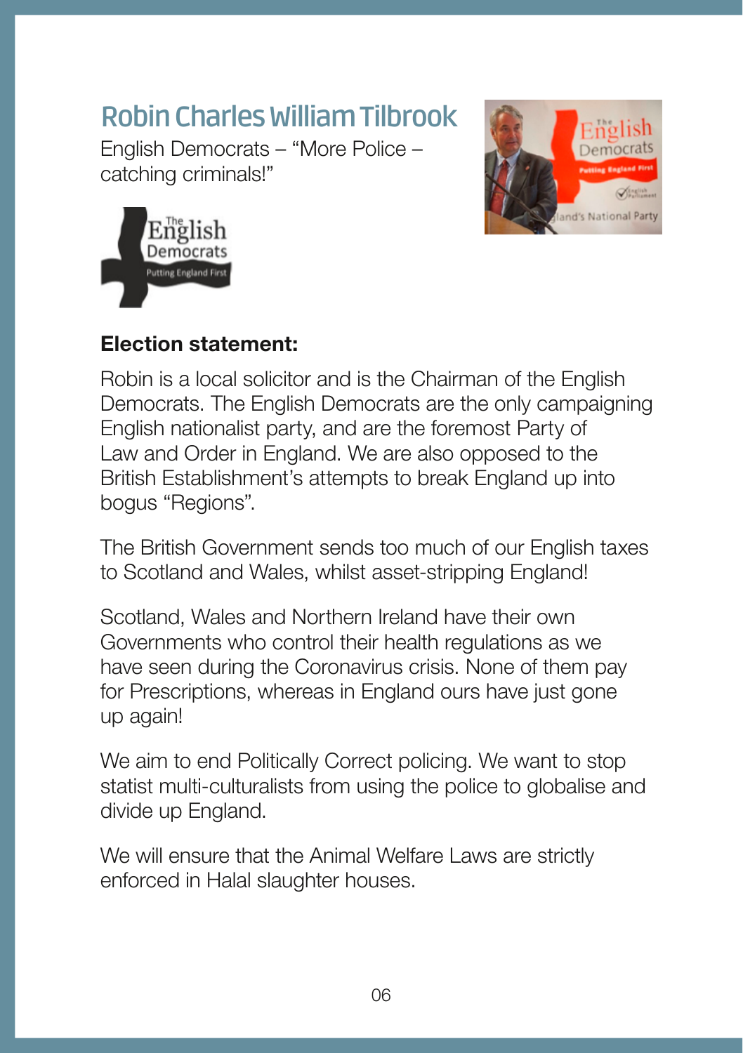# Robin Charles William Tilbrook

English Democrats – “More Police – catching criminals!”

**Election statement:**

Robin is a local solicitor and is the Chairman of the English Democrats. The English Democrats are the only campaigning English nationalist party, and are the foremost Party of Law and Order in England. We are also opposed to the British Establishment’s attempts to break England up into bogus “Regions”.

The British Government sends too much of our English taxes to Scotland and Wales, whilst asset-stripping England!

Scotland, Wales and Northern Ireland have their own Governments who control their health regulations as we have seen during the Coronavirus crisis. None of them pay for Prescriptions, whereas in England ours have just gone up again!

We aim to end Politically Correct policing. We want to stop statist multi-culturalists from using the police to globalise and divide up England.

We will ensure that the Animal Welfare Laws are strictly enforced in Halal slaughter houses.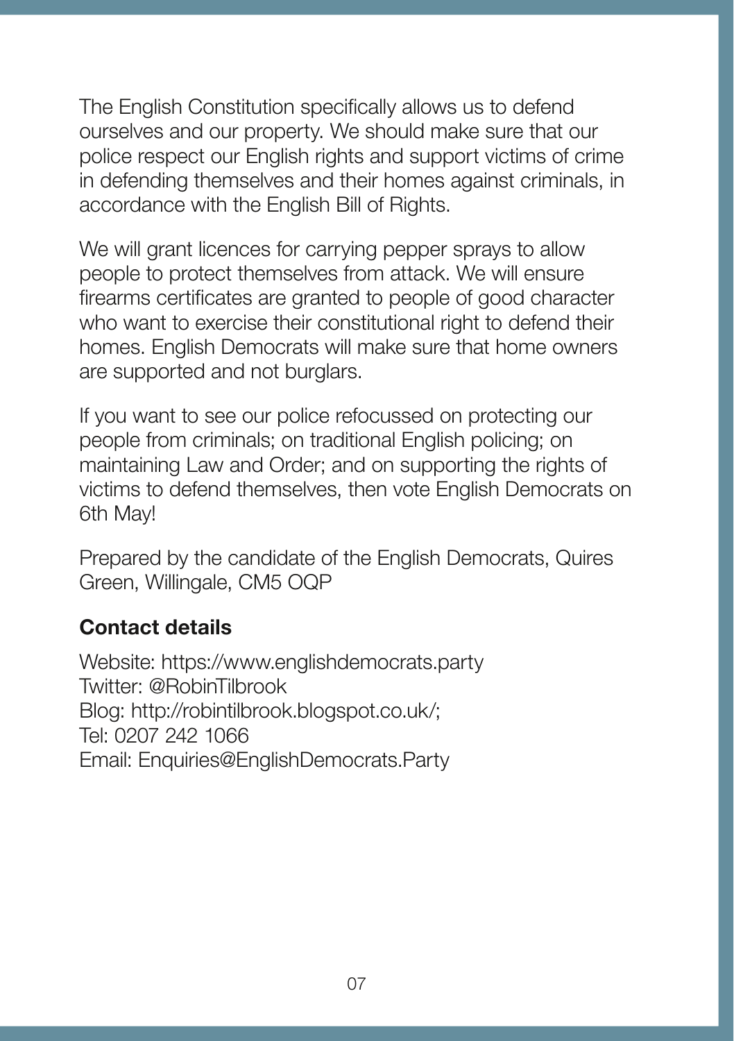The English Constitution specifically allows us to defend ourselves and our property. We should make sure that our police respect our English rights and support victims of crime in defending themselves and their homes against criminals, in accordance with the English Bill of Rights.

We will grant licences for carrying pepper sprays to allow people to protect themselves from attack. We will ensure firearms certificates are granted to people of good character who want to exercise their constitutional right to defend their homes. English Democrats will make sure that home owners are supported and not burglars.

If you want to see our police refocussed on protecting our people from criminals; on traditional English policing; on maintaining Law and Order; and on supporting the rights of victims to defend themselves, then vote English Democrats on 6th May!

Prepared by the candidate of the English Democrats, Quires Green, Willingale, CM5 OQP

**Contact details**

Website: https://www.englishdemocrats.party
Twitter: @RobinTilbrook
Blog: http://robintilbrook.blogspot.co.uk/;
Tel: 0207 242 1066
Email: Enquiries@EnglishDemocrats.Party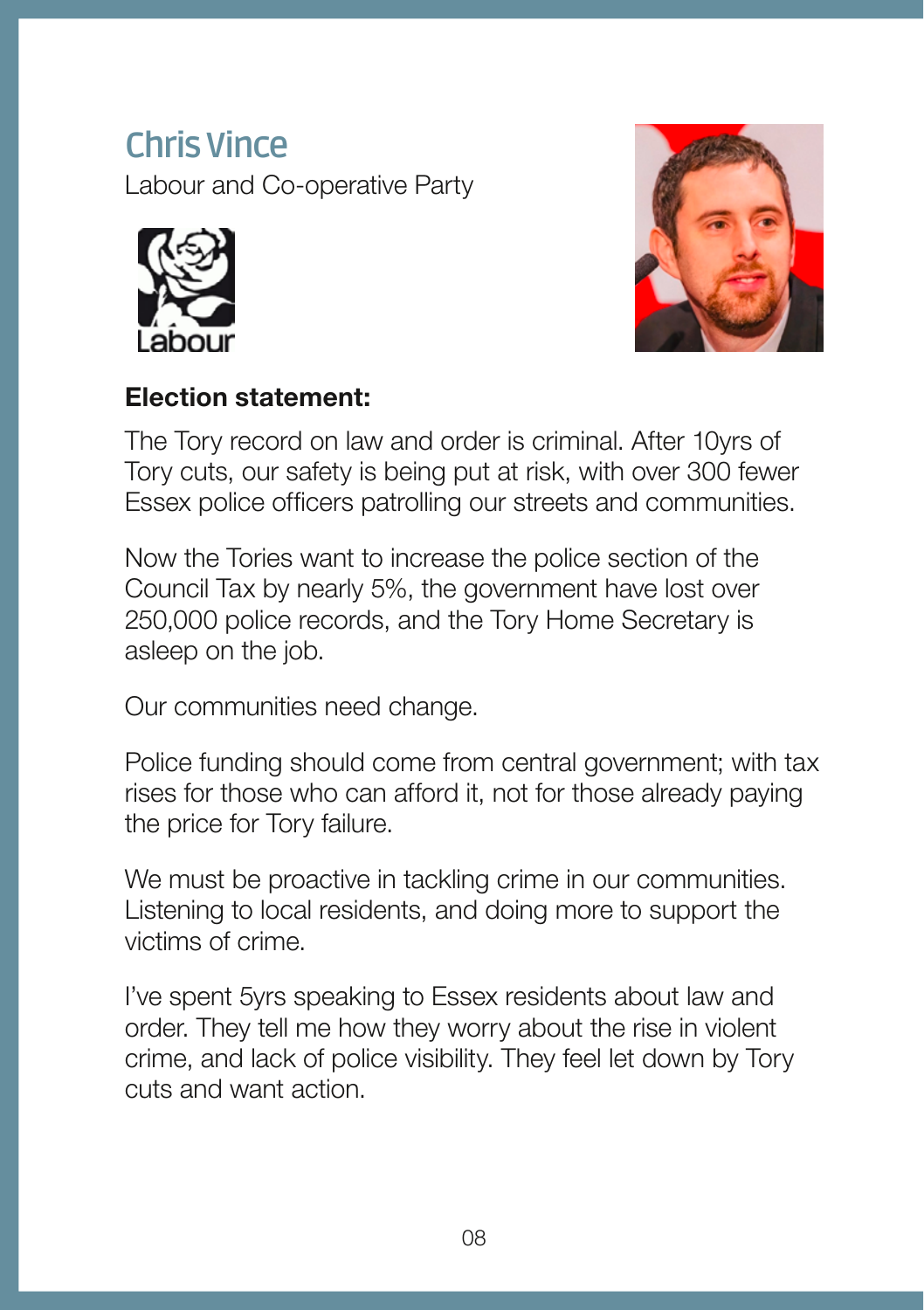# Chris Vince

Labour and Co-operative Party

Labour

**Election statement:**

The Tory record on law and order is criminal. After 10yrs of Tory cuts, our safety is being put at risk, with over 300 fewer Essex police officers patrolling our streets and communities.

Now the Tories want to increase the police section of the Council Tax by nearly 5%, the government have lost over 250,000 police records, and the Tory Home Secretary is asleep on the job.

Our communities need change.

Police funding should come from central government; with tax rises for those who can afford it, not for those already paying the price for Tory failure.

We must be proactive in tackling crime in our communities. Listening to local residents, and doing more to support the victims of crime.

I've spent 5yrs speaking to Essex residents about law and order. They tell me how they worry about the rise in violent crime, and lack of police visibility. They feel let down by Tory cuts and want action.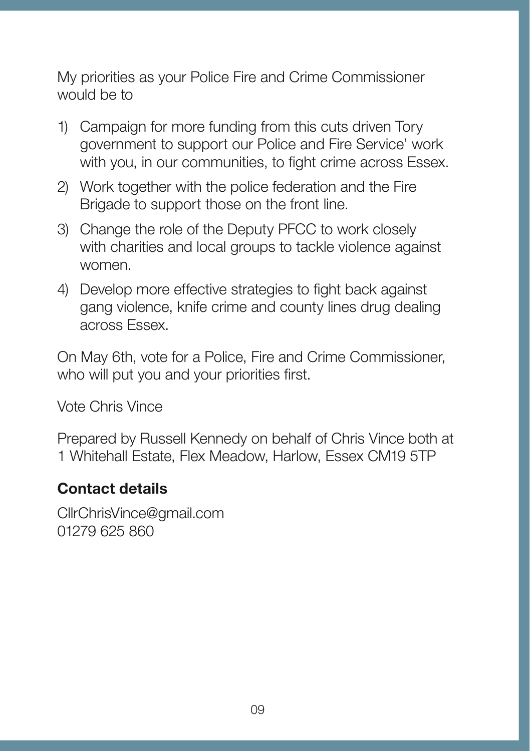My priorities as your Police Fire and Crime Commissioner would be to

1) Campaign for more funding from this cuts driven Tory government to support our Police and Fire Service' work with you, in our communities, to fight crime across Essex.
2) Work together with the police federation and the Fire Brigade to support those on the front line.
3) Change the role of the Deputy PFCC to work closely with charities and local groups to tackle violence against women.
4) Develop more effective strategies to fight back against gang violence, knife crime and county lines drug dealing across Essex.

On May 6th, vote for a Police, Fire and Crime Commissioner, who will put you and your priorities first.

Vote Chris Vince

Prepared by Russell Kennedy on behalf of Chris Vince both at 1 Whitehall Estate, Flex Meadow, Harlow, Essex CM19 5TP

**Contact details**

CllrChrisVince@gmail.com
01279 625 860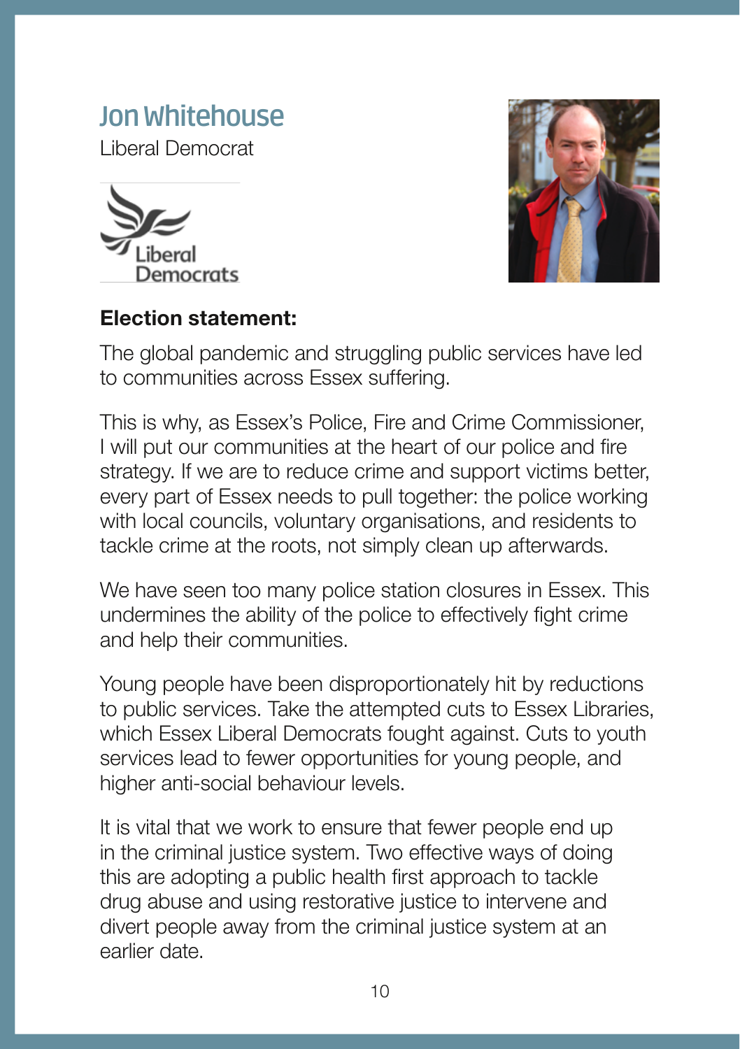# Jon Whitehouse

Liberal Democrat

**Election statement:**

The global pandemic and struggling public services have led to communities across Essex suffering.

This is why, as Essex's Police, Fire and Crime Commissioner, I will put our communities at the heart of our police and fire strategy. If we are to reduce crime and support victims better, every part of Essex needs to pull together: the police working with local councils, voluntary organisations, and residents to tackle crime at the roots, not simply clean up afterwards.

We have seen too many police station closures in Essex. This undermines the ability of the police to effectively fight crime and help their communities.

Young people have been disproportionately hit by reductions to public services. Take the attempted cuts to Essex Libraries, which Essex Liberal Democrats fought against. Cuts to youth services lead to fewer opportunities for young people, and higher anti-social behaviour levels.

It is vital that we work to ensure that fewer people end up in the criminal justice system. Two effective ways of doing this are adopting a public health first approach to tackle drug abuse and using restorative justice to intervene and divert people away from the criminal justice system at an earlier date.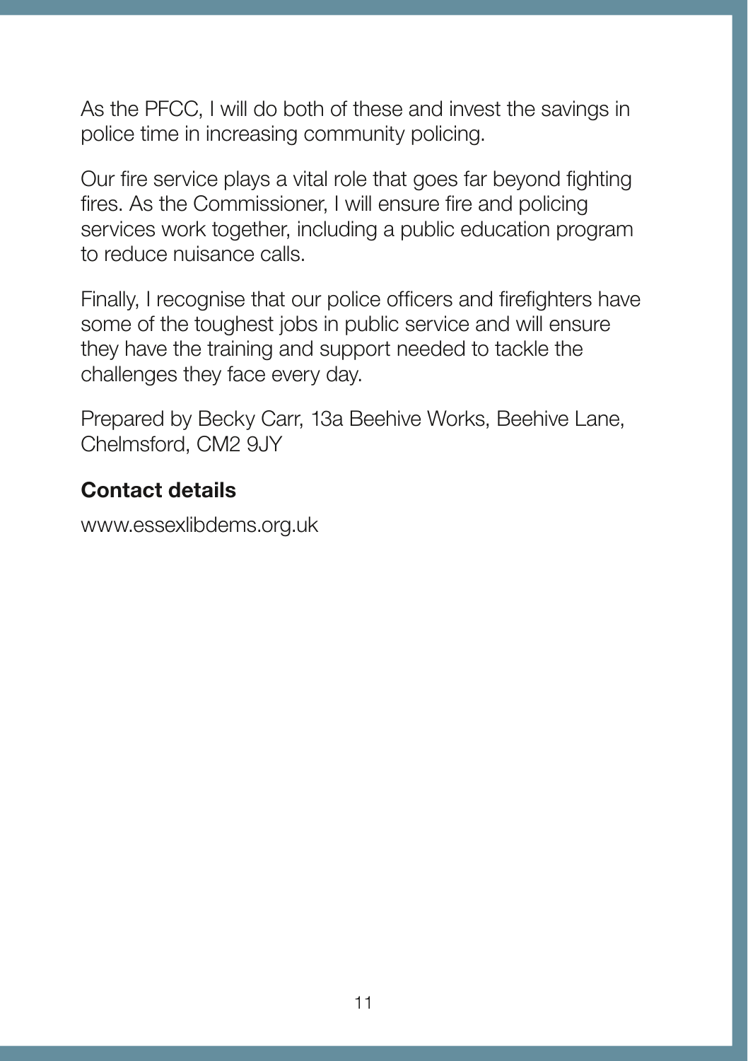As the PFCC, I will do both of these and invest the savings in police time in increasing community policing.

Our fire service plays a vital role that goes far beyond fighting fires. As the Commissioner, I will ensure fire and policing services work together, including a public education program to reduce nuisance calls.

Finally, I recognise that our police officers and firefighters have some of the toughest jobs in public service and will ensure they have the training and support needed to tackle the challenges they face every day.

Prepared by Becky Carr, 13a Beehive Works, Beehive Lane, Chelmsford, CM2 9JY

**Contact details**

www.essexlibdems.org.uk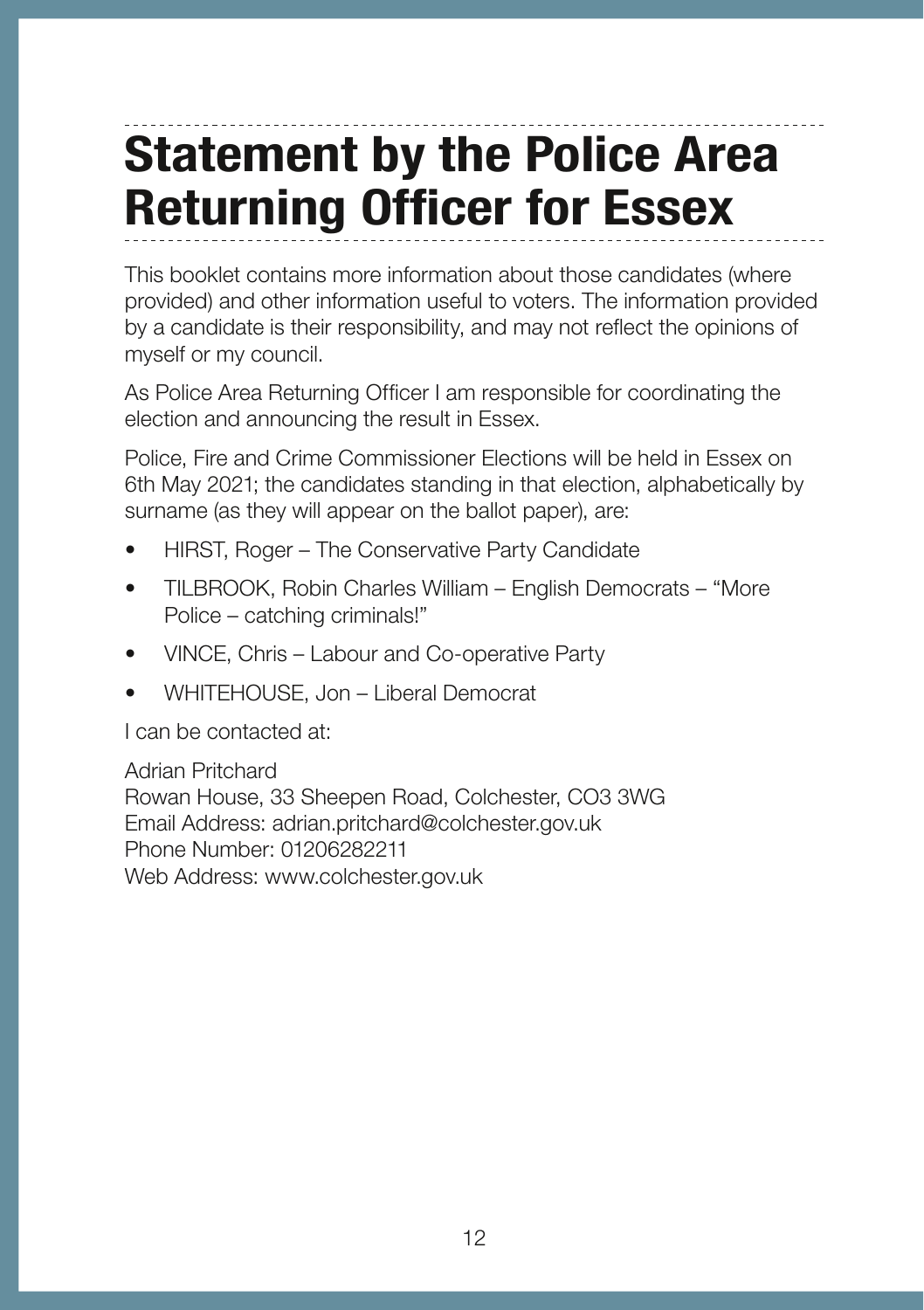# Statement by the Police Area Returning Officer for Essex

This booklet contains more information about those candidates (where provided) and other information useful to voters. The information provided by a candidate is their responsibility, and may not reflect the opinions of myself or my council.

As Police Area Returning Officer I am responsible for coordinating the election and announcing the result in Essex.

Police, Fire and Crime Commissioner Elections will be held in Essex on 6th May 2021; the candidates standing in that election, alphabetically by surname (as they will appear on the ballot paper), are:

- HIRST, Roger – The Conservative Party Candidate
- TILBROOK, Robin Charles William – English Democrats – "More Police – catching criminals!"
- VINCE, Chris – Labour and Co-operative Party
- WHITEHOUSE, Jon – Liberal Democrat

I can be contacted at:

Adrian Pritchard
Rowan House, 33 Sheepen Road, Colchester, CO3 3WG
Email Address: adrian.pritchard@colchester.gov.uk
Phone Number: 01206282211
Web Address: www.colchester.gov.uk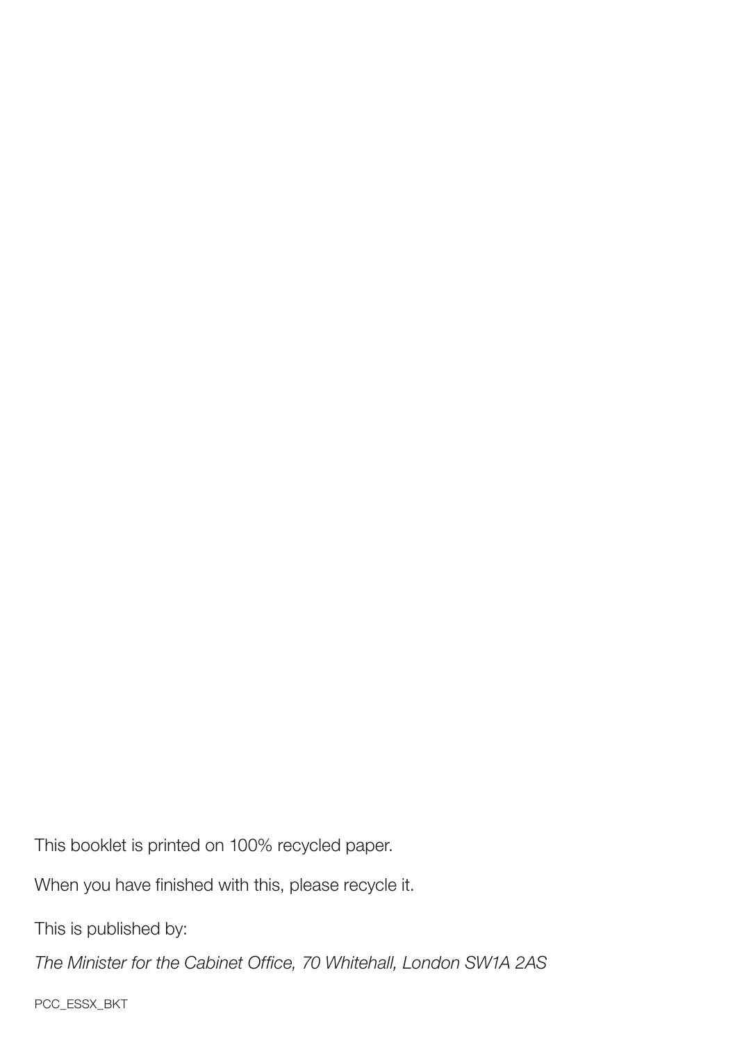This booklet is printed on 100% recycled paper.

When you have finished with this, please recycle it.

This is published by:

*The Minister for the Cabinet Office, 70 Whitehall, London SW1A 2AS*

PCC_ESSX_BKT